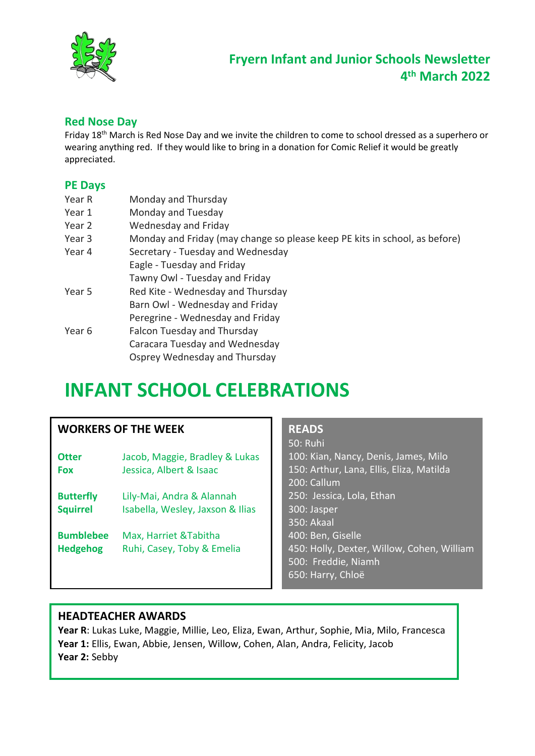# Fryern Infant and Junior Schools Newsletter
## 4th March 2022

### Red Nose Day

Friday 18th March is Red Nose Day and we invite the children to come to school dressed as a superhero or wearing anything red. If they would like to bring in a donation for Comic Relief it would be greatly appreciated.

### PE Days

| | |
|---|---|
| Year R | Monday and Thursday |
| Year 1 | Monday and Tuesday |
| Year 2 | Wednesday and Friday |
| Year 3 | Monday and Friday (may change so please keep PE kits in school, as before) |
| Year 4 | Secretary - Tuesday and Wednesday |
| | Eagle - Tuesday and Friday |
| | Tawny Owl - Tuesday and Friday |
| Year 5 | Red Kite - Wednesday and Thursday |
| | Barn Owl - Wednesday and Friday |
| | Peregrine - Wednesday and Friday |
| Year 6 | Falcon Tuesday and Thursday |
| | Caracara Tuesday and Wednesday |
| | Osprey Wednesday and Thursday |

# INFANT SCHOOL CELEBRATIONS

### WORKERS OF THE WEEK

| | |
|---|---|
| **Otter** | Jacob, Maggie, Bradley & Lukas |
| **Fox** | Jessica, Albert & Isaac |
| **Butterfly** | Lily-Mai, Andra & Alannah |
| **Squirrel** | Isabella, Wesley, Jaxson & Ilias |
| **Bumblebee** | Max, Harriet &Tabitha |
| **Hedgehog** | Ruhi, Casey, Toby & Emelia |

### READS

50: Ruhi
100: Kian, Nancy, Denis, James, Milo
150: Arthur, Lana, Ellis, Eliza, Matilda
200: Callum
250: Jessica, Lola, Ethan
300: Jasper
350: Akaal
400: Ben, Giselle
450: Holly, Dexter, Willow, Cohen, William
500: Freddie, Niamh
650: Harry, Chloë

### HEADTEACHER AWARDS

**Year R**: Lukas Luke, Maggie, Millie, Leo, Eliza, Ewan, Arthur, Sophie, Mia, Milo, Francesca
**Year 1:** Ellis, Ewan, Abbie, Jensen, Willow, Cohen, Alan, Andra, Felicity, Jacob
**Year 2:** Sebby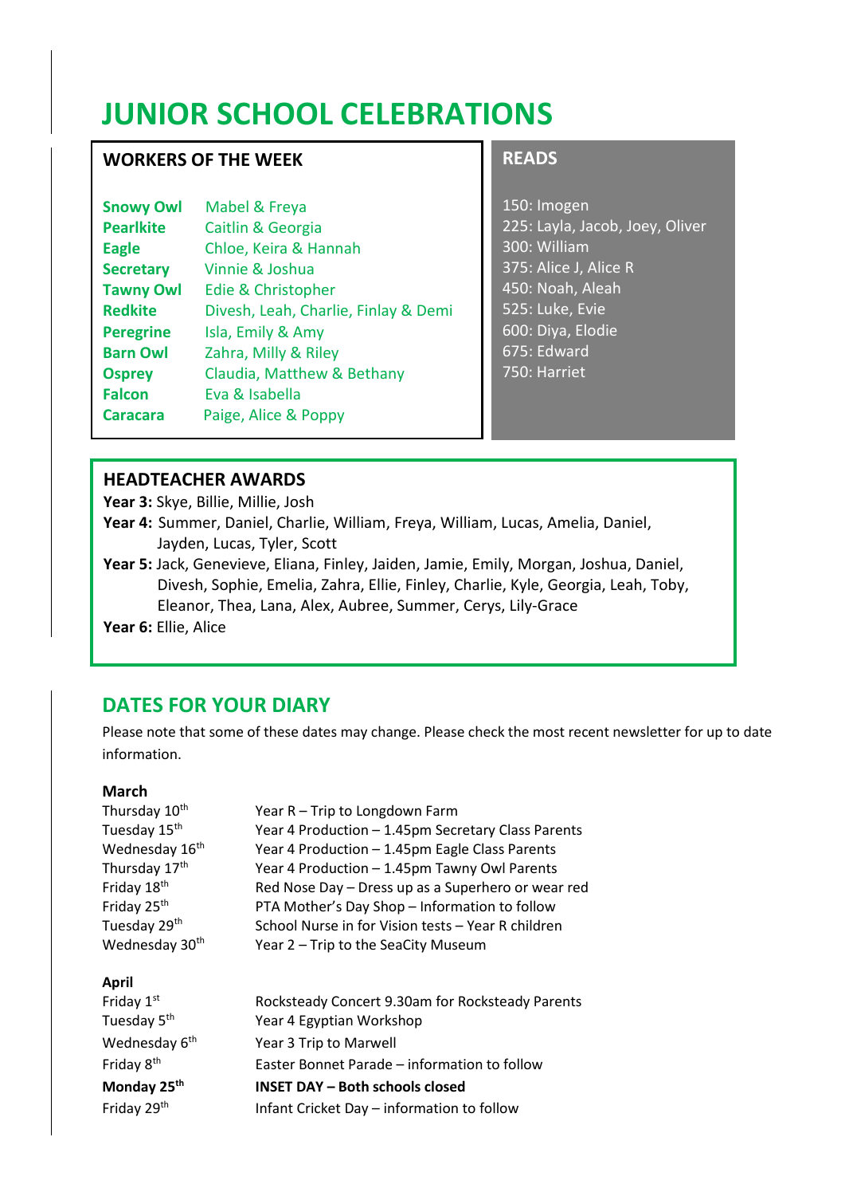# JUNIOR SCHOOL CELEBRATIONS

## WORKERS OF THE WEEK

| | |
|---|---|
| **Snowy Owl** | Mabel & Freya |
| **Pearlkite** | Caitlin & Georgia |
| **Eagle** | Chloe, Keira & Hannah |
| **Secretary** | Vinnie & Joshua |
| **Tawny Owl** | Edie & Christopher |
| **Redkite** | Divesh, Leah, Charlie, Finlay & Demi |
| **Peregrine** | Isla, Emily & Amy |
| **Barn Owl** | Zahra, Milly & Riley |
| **Osprey** | Claudia, Matthew & Bethany |
| **Falcon** | Eva & Isabella |
| **Caracara** | Paige, Alice & Poppy |

## READS

150: Imogen
225: Layla, Jacob, Joey, Oliver
300: William
375: Alice J, Alice R
450: Noah, Aleah
525: Luke, Evie
600: Diya, Elodie
675: Edward
750: Harriet

## HEADTEACHER AWARDS

**Year 3:** Skye, Billie, Millie, Josh
**Year 4:** Summer, Daniel, Charlie, William, Freya, William, Lucas, Amelia, Daniel, Jayden, Lucas, Tyler, Scott
**Year 5:** Jack, Genevieve, Eliana, Finley, Jaiden, Jamie, Emily, Morgan, Joshua, Daniel, Divesh, Sophie, Emelia, Zahra, Ellie, Finley, Charlie, Kyle, Georgia, Leah, Toby, Eleanor, Thea, Lana, Alex, Aubree, Summer, Cerys, Lily-Grace
**Year 6:** Ellie, Alice

## DATES FOR YOUR DIARY

Please note that some of these dates may change. Please check the most recent newsletter for up to date information.

**March**

| | |
|---|---|
| Thursday 10th | Year R – Trip to Longdown Farm |
| Tuesday 15th | Year 4 Production – 1.45pm Secretary Class Parents |
| Wednesday 16th | Year 4 Production – 1.45pm Eagle Class Parents |
| Thursday 17th | Year 4 Production – 1.45pm Tawny Owl Parents |
| Friday 18th | Red Nose Day – Dress up as a Superhero or wear red |
| Friday 25th | PTA Mother's Day Shop – Information to follow |
| Tuesday 29th | School Nurse in for Vision tests – Year R children |
| Wednesday 30th | Year 2 – Trip to the SeaCity Museum |

**April**

| | |
|---|---|
| Friday 1st | Rocksteady Concert 9.30am for Rocksteady Parents |
| Tuesday 5th | Year 4 Egyptian Workshop |
| Wednesday 6th | Year 3 Trip to Marwell |
| Friday 8th | Easter Bonnet Parade – information to follow |
| **Monday 25th** | **INSET DAY – Both schools closed** |
| Friday 29th | Infant Cricket Day – information to follow |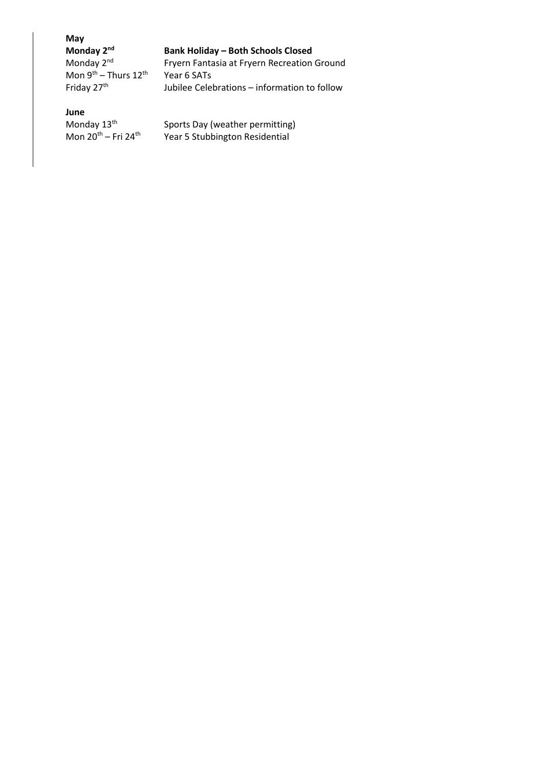**May**

| | |
|---|---|
| **Monday 2nd** | **Bank Holiday – Both Schools Closed** |
| Monday 2nd | Fryern Fantasia at Fryern Recreation Ground |
| Mon 9th – Thurs 12th | Year 6 SATs |
| Friday 27th | Jubilee Celebrations – information to follow |

**June**

| | |
|---|---|
| Monday 13th | Sports Day (weather permitting) |
| Mon 20th – Fri 24th | Year 5 Stubbington Residential |